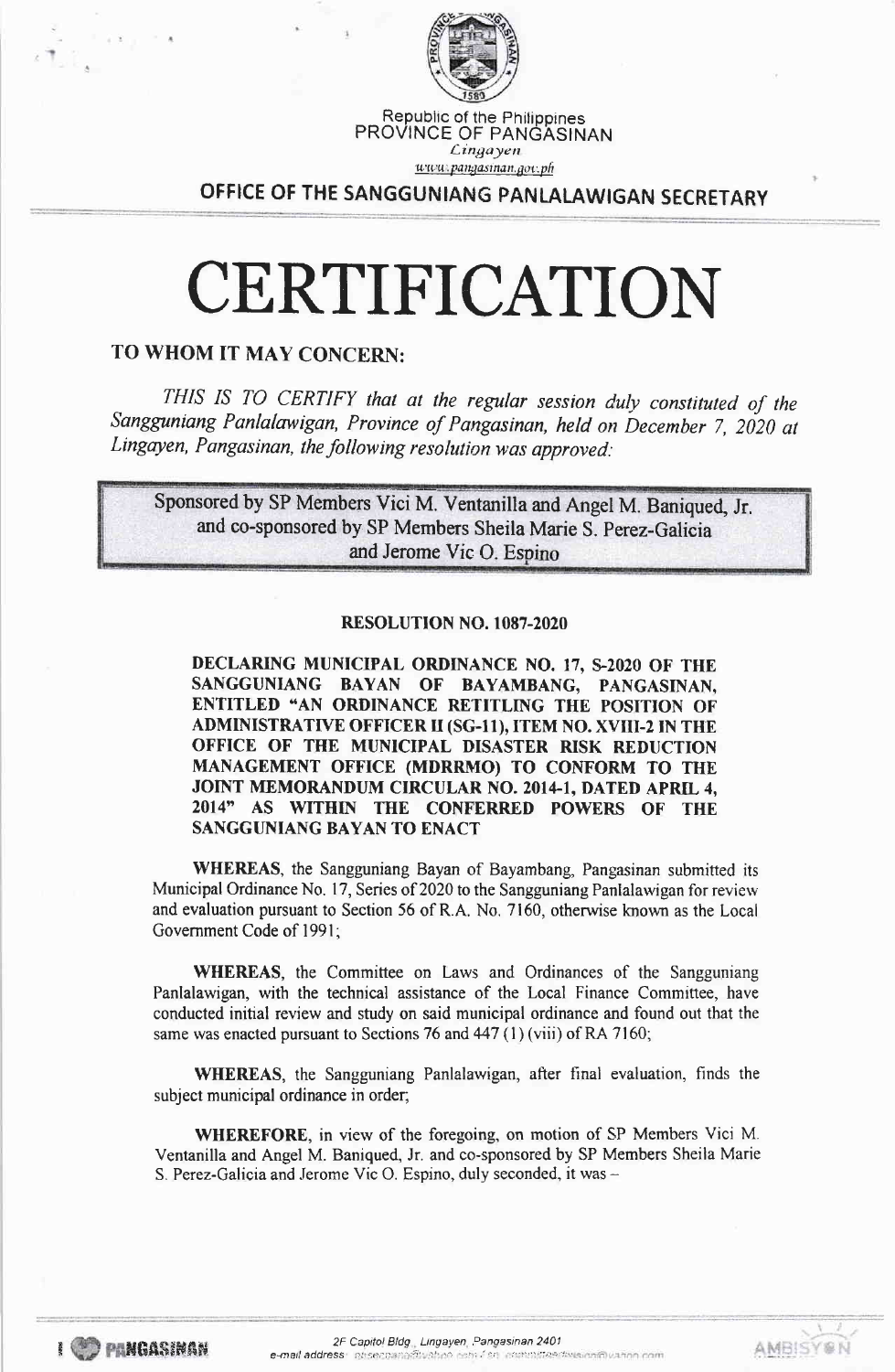Republic of the Philippines
PROVINCE OF PANGASINAN
*Lingayen*
www.pangasinan.gov.ph

**OFFICE OF THE SANGGUNIANG PANLALAWIGAN SECRETARY**

# CERTIFICATION

**TO WHOM IT MAY CONCERN:**

*THIS IS TO CERTIFY that at the regular session duly constituted of the Sangguniang Panlalawigan, Province of Pangasinan, held on December 7, 2020 at Lingayen, Pangasinan, the following resolution was approved:*

Sponsored by SP Members Vici M. Ventanilla and Angel M. Baniqued, Jr. and co-sponsored by SP Members Sheila Marie S. Perez-Galicia and Jerome Vic O. Espino

**RESOLUTION NO. 1087-2020**

**DECLARING MUNICIPAL ORDINANCE NO. 17, S-2020 OF THE SANGGUNIANG BAYAN OF BAYAMBANG, PANGASINAN, ENTITLED "AN ORDINANCE RETITLING THE POSITION OF ADMINISTRATIVE OFFICER II (SG-11), ITEM NO. XVIII-2 IN THE OFFICE OF THE MUNICIPAL DISASTER RISK REDUCTION MANAGEMENT OFFICE (MDRRMO) TO CONFORM TO THE JOINT MEMORANDUM CIRCULAR NO. 2014-1, DATED APRIL 4, 2014" AS WITHIN THE CONFERRED POWERS OF THE SANGGUNIANG BAYAN TO ENACT**

**WHEREAS**, the Sangguniang Bayan of Bayambang, Pangasinan submitted its Municipal Ordinance No. 17, Series of 2020 to the Sangguniang Panlalawigan for review and evaluation pursuant to Section 56 of R.A. No. 7160, otherwise known as the Local Government Code of 1991;

**WHEREAS**, the Committee on Laws and Ordinances of the Sangguniang Panlalawigan, with the technical assistance of the Local Finance Committee, have conducted initial review and study on said municipal ordinance and found out that the same was enacted pursuant to Sections 76 and 447 (1) (viii) of RA 7160;

**WHEREAS**, the Sangguniang Panlalawigan, after final evaluation, finds the subject municipal ordinance in order;

**WHEREFORE**, in view of the foregoing, on motion of SP Members Vici M. Ventanilla and Angel M. Baniqued, Jr. and co-sponsored by SP Members Sheila Marie S. Perez-Galicia and Jerome Vic O. Espino, duly seconded, it was –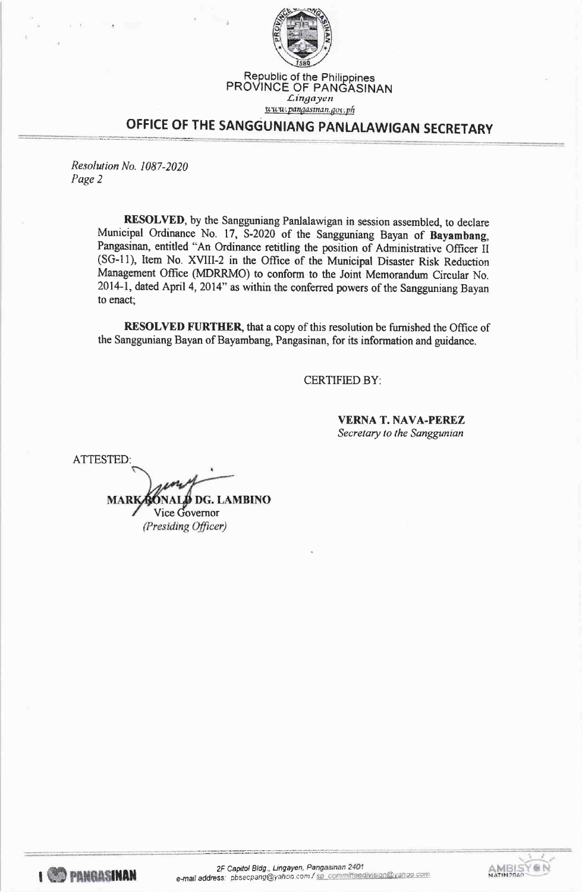Republic of the Philippines
PROVINCE OF PANGASINAN
*Lingayen*
www.pangasinan.gov.ph

## OFFICE OF THE SANGGUNIANG PANLALAWIGAN SECRETARY

*Resolution No. 1087-2020*
*Page 2*

**RESOLVED**, by the Sangguniang Panlalawigan in session assembled, to declare Municipal Ordinance No. 17, S-2020 of the Sangguniang Bayan of **Bayambang**, Pangasinan, entitled "An Ordinance retitling the position of Administrative Officer II (SG-11), Item No. XVIII-2 in the Office of the Municipal Disaster Risk Reduction Management Office (MDRRMO) to conform to the Joint Memorandum Circular No. 2014-1, dated April 4, 2014" as within the conferred powers of the Sangguniang Bayan to enact;

**RESOLVED FURTHER**, that a copy of this resolution be furnished the Office of the Sangguniang Bayan of Bayambang, Pangasinan, for its information and guidance.

CERTIFIED BY:

**VERNA T. NAVA-PEREZ**
*Secretary to the Sanggunian*

ATTESTED:

**MARK RONALD DG. LAMBINO**
Vice Governor
*(Presiding Officer)*

2F Capitol Bldg., Lingayen, Pangasinan 2401
e-mail address: pbsecpang@yahoo.com / sp_committeedivision@yahoo.com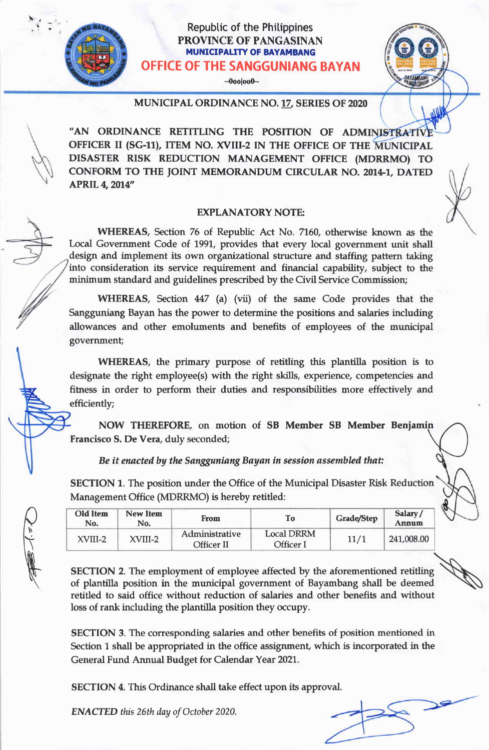Republic of the Philippines
PROVINCE OF PANGASINAN
**MUNICIPALITY OF BAYAMBANG**
**OFFICE OF THE SANGGUNIANG BAYAN**

~0oo|oo0~

## MUNICIPAL ORDINANCE NO. 17, SERIES OF 2020

**"AN ORDINANCE RETITLING THE POSITION OF ADMINISTRATIVE OFFICER II (SG-11), ITEM NO. XVIII-2 IN THE OFFICE OF THE MUNICIPAL DISASTER RISK REDUCTION MANAGEMENT OFFICE (MDRRMO) TO CONFORM TO THE JOINT MEMORANDUM CIRCULAR NO. 2014-1, DATED APRIL 4, 2014"**

### EXPLANATORY NOTE:

**WHEREAS,** Section 76 of Republic Act No. 7160, otherwise known as the Local Government Code of 1991, provides that every local government unit shall design and implement its own organizational structure and staffing pattern taking into consideration its service requirement and financial capability, subject to the minimum standard and guidelines prescribed by the Civil Service Commission;

**WHEREAS,** Section 447 (a) (vii) of the same Code provides that the Sangguniang Bayan has the power to determine the positions and salaries including allowances and other emoluments and benefits of employees of the municipal government;

**WHEREAS,** the primary purpose of retitling this plantilla position is to designate the right employee(s) with the right skills, experience, competencies and fitness in order to perform their duties and responsibilities more effectively and efficiently;

**NOW THEREFORE,** on motion of **SB Member SB Member Benjamin Francisco S. De Vera**, duly seconded;

***Be it enacted by the Sangguniang Bayan in session assembled that:***

**SECTION 1.** The position under the Office of the Municipal Disaster Risk Reduction Management Office (MDRRMO) is hereby retitled:

| Old Item No. | New Item No. | From | To | Grade/Step | Salary / Annum |
|---|---|---|---|---|---|
| XVIII-2 | XVIII-2 | Administrative Officer II | Local DRRM Officer I | 11/1 | 241,008.00 |

**SECTION 2.** The employment of employee affected by the aforementioned retitling of plantilla position in the municipal government of Bayambang shall be deemed retitled to said office without reduction of salaries and other benefits and without loss of rank including the plantilla position they occupy.

**SECTION 3.** The corresponding salaries and other benefits of position mentioned in Section 1 shall be appropriated in the office assignment, which is incorporated in the General Fund Annual Budget for Calendar Year 2021.

**SECTION 4.** This Ordinance shall take effect upon its approval.

***ENACTED*** *this 26th day of October 2020.*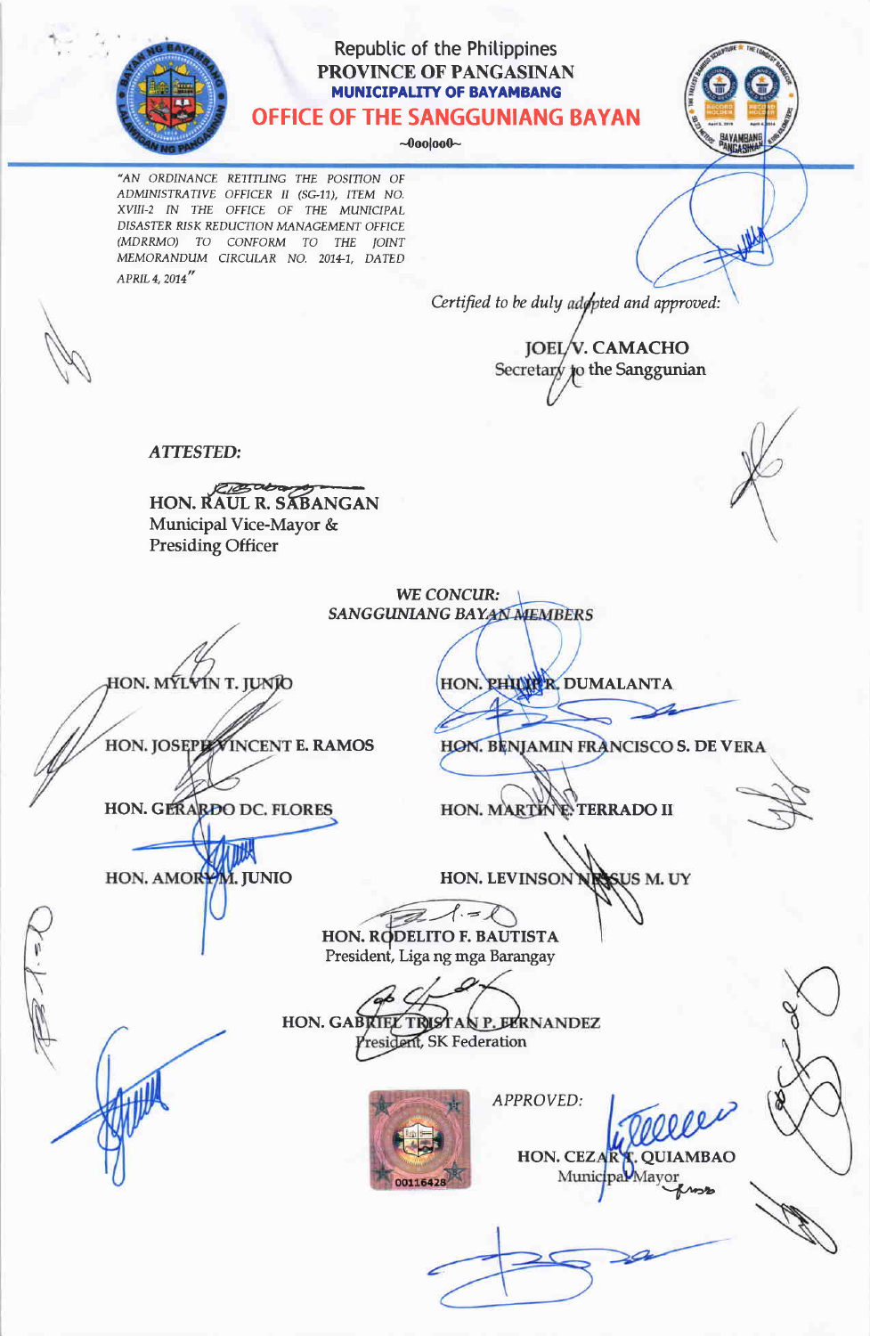Republic of the Philippines
**PROVINCE OF PANGASINAN**
**MUNICIPALITY OF BAYAMBANG**
**OFFICE OF THE SANGGUNIANG BAYAN**
~0oo|oo0~

*"AN ORDINANCE RETITLING THE POSITION OF ADMINISTRATIVE OFFICER II (SG-11), ITEM NO. XVIII-2 IN THE OFFICE OF THE MUNICIPAL DISASTER RISK REDUCTION MANAGEMENT OFFICE (MDRRMO) TO CONFORM TO THE JOINT MEMORANDUM CIRCULAR NO. 2014-1, DATED APRIL 4, 2014"*

*Certified to be duly adopted and approved:*

**JOEL V. CAMACHO**
Secretary to the Sanggunian

***ATTESTED:***

**HON. RAUL R. SABANGAN**
Municipal Vice-Mayor &
Presiding Officer

***WE CONCUR:***
***SANGGUNIANG BAYAN MEMBERS***

**HON. MYLVIN T. JUNIO**

**HON. JOSEPH VINCENT E. RAMOS**

**HON. GERARDO DC. FLORES**

**HON. AMORY M. JUNIO**

**HON. PHILIP R. DUMALANTA**

**HON. BENJAMIN FRANCISCO S. DE VERA**

**HON. MARTIN E. TERRADO II**

**HON. LEVINSON NESSUS M. UY**

**HON. RODELITO F. BAUTISTA**
President, Liga ng mga Barangay

**HON. GABRIEL TRISTAN P. FERNANDEZ**
President, SK Federation

00116428

*APPROVED:*

**HON. CEZAR T. QUIAMBAO**
Municipal Mayor